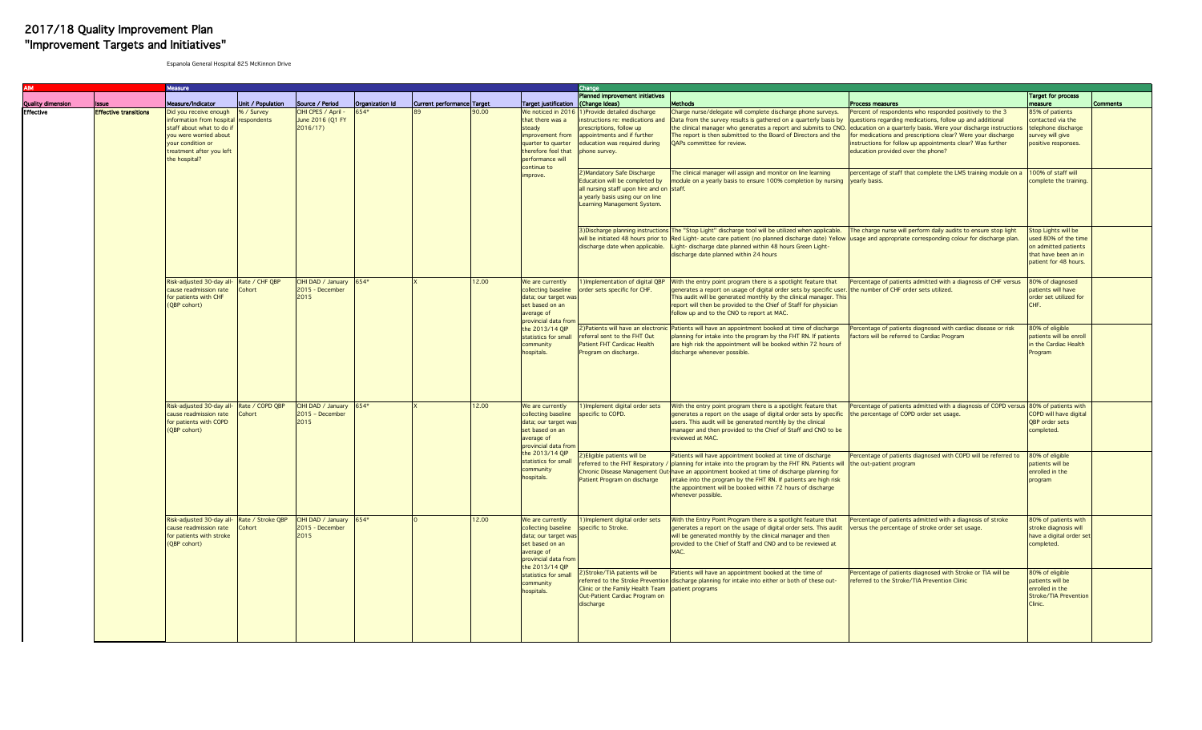# 2017/18 Quality Improvement Plan
# "Improvement Targets and Initiatives"

Espanola General Hospital 825 McKinnon Drive

| AIM | | Measure | | | | | | | Change | | | | |
|---|---|---|---|---|---|---|---|---|---|---|---|---|---|
| Quality dimension | Issue | Measure/Indicator | Unit / Population | Source / Period | Organization Id | Current performance | Target | Target justification | Planned improvement initiatives (Change Ideas) | Methods | Process measures | Target for process measure | Comments |
| Effective | Effective transitions | Did you receive enough information from hospital staff about what to do if you were worried about your condition or treatment after you left the hospital? | % / Survey respondents | CIHI CPES / April - June 2016 (Q1 FY 2016/17) | 654* | 89 | 90.00 | We noticed in 2016 that there was a steady improvement from quarter to quarter therefore feel that performance will continue to improve. | 1)Provide detailed discharge instructions re: medications and prescriptions, follow up appointments and if further education was required during phone survey. | Charge nurse/delegate will complete discharge phone surveys. Data from the survey results is gathered on a quarterly basis by the clinical manager who generates a report and submits to CNO. The report is then submitted to the Board of Directors and the QAPs committee for review. | Percent of respondents who responded positively to the 3 questions regarding medications, follow up and additional education on a quarterly basis. Were your discharge instructions for medications and prescriptions clear? Were your discharge instructions for follow up appointments clear? Was further education provided over the phone? | 85% of patients contacted via the telephone discharge survey will give positive responses. | |
| | | | | | | | | | 2)Mandatory Safe Discharge Education will be completed by all nursing staff upon hire and on a yearly basis using our on line Learning Management System. | The clinical manager will assign and monitor on line learning module on a yearly basis to ensure 100% completion by nursing staff. | percentage of staff that complete the LMS training module on a yearly basis. | 100% of staff will complete the training. | |
| | | | | | | | | | 3)Discharge planning instructions will be initiated 48 hours prior to discharge date when applicable. | The "Stop Light" discharge tool will be utilized when applicable. Red Light- acute care patient (no planned discharge date) Yellow Light- discharge date planned within 48 hours Green Light- discharge date planned within 24 hours | The charge nurse will perform daily audits to ensure stop light usage and appropriate corresponding colour for discharge plan. | Stop Lights will be used 80% of the time on admitted patients that have been an in patient for 48 hours. | |
| | | Risk-adjusted 30-day all-cause readmission rate for patients with CHF (QBP cohort) | Rate / CHF QBP Cohort | CIHI DAD / January 2015 - December 2015 | 654* | X | 12.00 | We are currently collecting baseline data; our target was set based on an average of provincial data from the 2013/14 QIP statistics for small community hospitals. | 1)Implementation of digital QBP order sets specific for CHF. | With the entry point program there is a spotlight feature that generates a report on usage of digital order sets by specific user. This audit will be generated monthly by the clinical manager. This report will then be provided to the Chief of Staff for physician follow up and to the CNO to report at MAC. | Percentage of patients admitted with a diagnosis of CHF versus the number of CHF order sets utilized. | 80% of diagnosed patients will have order set utilized for CHF. | |
| | | | | | | | | | 2)Patients will have an electronic referral sent to the FHT Out Patient FHT Cardicac Health Program on discharge. | Patients will have an appointment booked at time of discharge planning for intake into the program by the FHT RN. If patients are high risk the appointment will be booked within 72 hours of discharge whenever possible. | Percentage of patients diagnosed with cardiac disease or risk factors will be referred to Cardiac Program | 80% of eligible patients will be enroll in the Cardiac Health Program | |
| | | Risk-adjusted 30-day all-cause readmission rate for patients with COPD (QBP cohort) | Rate / COPD QBP Cohort | CIHI DAD / January 2015 - December 2015 | 654* | X | 12.00 | We are currently collecting baseline data; our target was set based on an average of provincial data from the 2013/14 QIP statistics for small community hospitals. | 1)Implement digital order sets specific to COPD. | With the entry point program there is a spotlight feature that generates a report on usage of digital order sets by specific users. This audit will be generated monthly by the clinical manager and then provided to the Chief of Staff and CNO to be reviewed at MAC. | Percentage of patients admitted with a diagnosis of COPD versus the percentage of COPD order set usage. | 80% of patients with COPD will have digital QBP order sets completed. | |
| | | | | | | | | | 2)Eligible patients will be referred to the FHT Respiratory / Chronic Disease Management Out Patient Program on discharge | Patients will have appointment booked at time of discharge planning for intake into the program by the FHT RN. Patients will have an appointment booked at time of discharge planning for intake into the program by the FHT RN. If patients are high risk the appointment will be booked within 72 hours of discharge whenever possible. | Percentage of patients diagnosed with COPD will be referred to the out-patient program | 80% of eligible patients will be enrolled in the program | |
| | | Risk-adjusted 30-day all-cause readmission rate for patients with stroke (QBP cohort) | Rate / Stroke QBP Cohort | CIHI DAD / January 2015 - December 2015 | 654* | 0 | 12.00 | We are currently collecting baseline data; our target was set based on an average of provincial data from the 2013/14 QIP statistics for small community hospitals. | 1)Implement digital order sets specific to Stroke. | With the Entry Point Program there is a spotlight feature that generates a report on the usage of digital order sets. This audit will be generated monthly by the clinical manager and then provided to the Chief of Staff and CNO and to be reviewed at MAC. | Percentage of patients admitted with a diagnosis of stroke versus the percentage of stroke order set usage. | 80% of patients with stroke diagnosis will have a digital order set completed. | |
| | | | | | | | | | 2)Stroke/TIA patients will be referred to the Stroke Prevention Clinic or the Family Health Team Out-Patient Cardiac Program on discharge | Patients will have an appointment booked at the time of discharge planning for intake into either or both of these out-patient programs | Percentage of patients diagnosed with Stroke or TIA will be referred to the Stroke/TIA Prevention Clinic | 80% of eligible patients will be enrolled in the Stroke/TIA Prevention Clinic. | |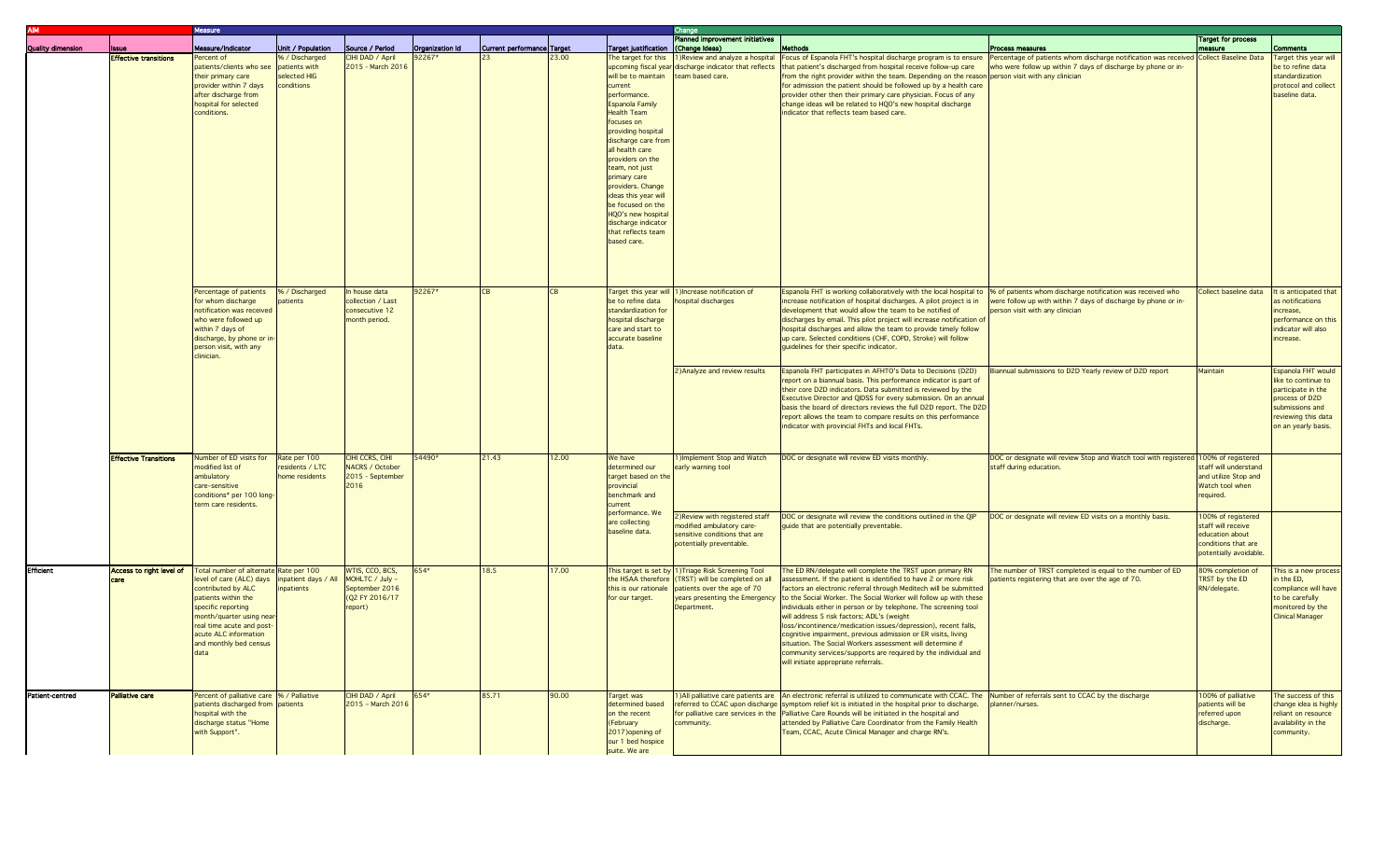| AIM | | Measure | | | | | | | Change | | | | |
|---|---|---|---|---|---|---|---|---|---|---|---|---|---|
| Quality dimension | Issue | Measure/Indicator | Unit / Population | Source / Period | Organization Id | Current performance | Target | Target justification | Planned improvement initiatives (Change Ideas) | Methods | Process measures | Target for process measure | Comments |
| | Effective transitions | Percent of patients/clients who see their primary care provider within 7 days after discharge from hospital for selected conditions. | % / Discharged patients with selected HIG conditions | CIHI DAD / April 2015 - March 2016 | 92267* | 23 | 23.00 | The target for this upcoming fiscal year will be to maintain current performance. Espanola Family Health Team focuses on providing hospital discharge care from all health care providers on the team, not just primary care providers. Change ideas this year will be focused on HQO's new hospital discharge indicator that reflects team based care. | 1)Review and analyze a hospital discharge indicator that reflects team based care. | Focus of Espanola FHT's hospital discharge program is to ensure that patient's discharged from hospital receive follow-up care from the right provider within the team. Depending on the reason for admission the patient should be followed up by a health care provider other then their primary care physician. Focus of any change ideas will be related to HQO's new hospital discharge indicator that reflects team based care. | Percentage of patients whom discharge notification was received who were follow up within 7 days of discharge by phone or in-person visit with any clinician | Collect Baseline Data | Target this year will be to refine data standardization protocol and collect baseline data. |
| | | Percentage of patients for whom discharge notification was received who were followed up within 7 days of discharge, by phone or in-person visit, with any clinician. | % / Discharged patients | In house data collection / Last consecutive 12 month period. | 92267* | CB | CB | Target this year will be to refine data standardization for hospital discharge care and start to accurate baseline data. | 1)Increase notification of hospital discharges | Espanola FHT is working collaboratively with the local hospital to increase notification of hospital discharges. A pilot project is in development that would allow the team to be notified of discharges by email. This pilot project will increase notification of hospital discharges and allow the team to provide timely follow up care. Selected conditions (CHF, COPD, Stroke) will follow guidelines for their specific indicator. | % of patients whom discharge notification was received who were follow up with within 7 days of discharge by phone or in-person visit with any clinician | Collect baseline data | It is anticipated that as notifications increase, performance on this indicator will also increase. |
| | | | | | | | | | 2)Analyze and review results | Espanola FHT participates in AFHTO's Data to Decisions (D2D) report on a biannual basis. This performance indicator is part of their core D2D indicators. Data submitted is reviewed by the Executive Director and QIDSS for every submission. On an annual basis the board of directors reviews the full D2D report. The D2D report allows the team to compare results on this performance indicator with provincial FHTs and local FHTs. | Biannual submissions to D2D Yearly review of D2D report | Maintain | Espanola FHT would like to continue to participate in the process of D2D submissions and reviewing this data on an yearly basis. |
| | Effective Transitions | Number of ED visits for modified list of ambulatory care-sensitive conditions* per 100 long-term care residents. | Rate per 100 residents / LTC home residents | CIHI CCRS, CIHI NACRS / October 2015 - September 2016 | 54490* | 21.43 | 12.00 | We have determined our target based on the provincial benchmark and current performance. We are collecting baseline data. | 1)Implement Stop and Watch early warning tool | DOC or designate will review ED visits monthly. | DOC or designate will review Stop and Watch tool with registered staff during education. | 100% of registered staff will understand and utilize Stop and Watch tool when required. | |
| | | | | | | | | | 2)Review with registered staff modified ambulatory care-sensitive conditions that are potentially preventable. | DOC or designate will review the conditions outlined in the QIP guide that are potentially preventable. | DOC or designate will review ED visits on a monthly basis. | 100% of registered staff will receive education about conditions that are potentially avoidable. | |
| Efficient | Access to right level of care | Total number of alternate level of care (ALC) days contributed by ALC patients within the specific reporting month/quarter using near-real time acute and post-acute ALC information and monthly bed census data | Rate per 100 inpatient days / All inpatients | WTIS, CCO, BCS, MOHLTC / July – September 2016 (Q2 FY 2016/17 report) | 654* | 18.5 | 17.00 | This target is set by the HSAA therefore this is our rationale for our target. | 1)Triage Risk Screening Tool (TRST) will be completed on all patients over the age of 70 years presenting the Emergency Department. | The ED RN/delegate will complete the TRST upon primary RN assessment. If the patient is identified to have 2 or more risk factors an electronic referral through Meditech will be submitted to the Social Worker. The Social Worker will follow up with these individuals either in person or by telephone. The screening tool will address 5 risk factors; ADL's (weight loss/incontinence/medication issues/depression), recent falls, cognitive impairment, previous admission or ER visits, living situation. The Social Workers assessment will determine if community services/supports are required by the individual and will initiate appropriate referrals. | The number of TRST completed is equal to the number of ED patients registering that are over the age of 70. | 80% completion of TRST by the ED RN/delegate. | This is a new process in the ED, compliance will have to be carefully monitored by the Clinical Manager |
| Patient-centred | Palliative care | Percent of palliative care patients discharged from hospital with the discharge status "Home with Support". | % / Palliative patients | CIHI DAD / April 2015 - March 2016 | 654* | 85.71 | 90.00 | Target was determined based on the recent (February 2017)opening of our 1 bed hospice suite. We are | 1)All palliative care patients are referred to CCAC upon discharge for palliative care services in the community. | An electronic referral is utilized to communicate with CCAC. The symptom relief kit is initiated in the hospital prior to discharge. Palliative Care Rounds will be initiated in the hospital and attended by Palliative Care Coordinator from the Family Health Team, CCAC, Acute Clinical Manager and charge RN's. | Number of referrals sent to CCAC by the discharge planner/nurses. | 100% of palliative patients will be referred upon discharge. | The success of this change idea is highly reliant on resource availability in the community. |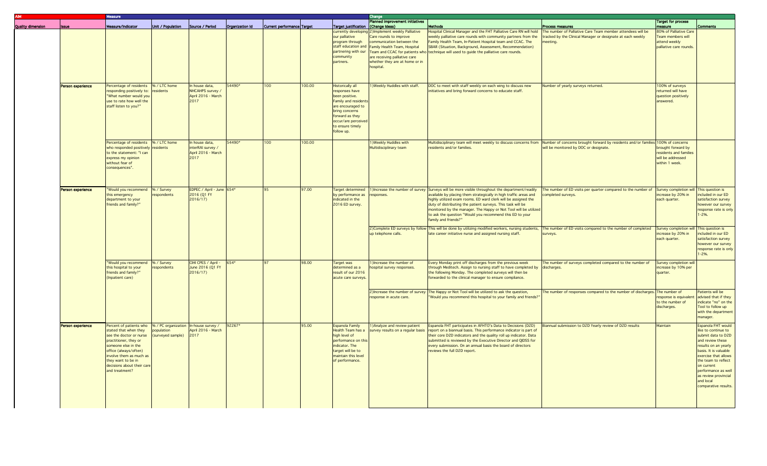| AIM | | Measure | | | | | | | Change | | | | |
|---|---|---|---|---|---|---|---|---|---|---|---|---|---|
| Quality dimension | Issue | Measure/Indicator | Unit / Population | Source / Period | Organization Id | Current performance | Target | Target justification | Planned improvement initiatives (Change Ideas) | Methods | Process measures | Target for process measure | Comments |
| | | | | | | | | currently developing our palliative program through staff education and partnering with our community partners. | 2)Implement weekly Palliative Care rounds to improve communication between the Family Health Team, Hospital Team and CCAC for patients who are receiving palliative care whether they are at home or in hospital. | Hospital Clinical Manager and the FHT Palliative Care RN will hold weekly palliative care rounds with community partners from the Family Health Team, In-Patient Hospital team and CCAC. The SBAR (Situation, Background, Assessment, Recommendation) technique will used to guide the palliative care rounds. | The number of Palliative Care Team member attendees will be tracked by the Clinical Manager or designate at each weekly meeting. | 80% of Palliative Care Team members will attend weekly palliative care rounds. | |
| | Person experience | Percentage of residents responding positively to: "What number would you use to rate how well the staff listen to you?" | % / LTC home residents | In house data, NHCAHPS survey / April 2016 - March 2017 | 54490* | 100 | 100.00 | Historically all responses have been positive. Family and residents are encouraged to bring concerns forward as they occur/are perceived to ensure timely follow up. | 1)Weekly Huddles with staff. | DOC to meet with staff weekly on each wing to discuss new initiatives and bring forward concerns to educate staff. | Number of yearly surveys returned. | 100% of surveys returned will have question positively answered. | |
| | | Percentage of residents who responded positively to the statement: "I can express my opinion without fear of consequences". | % / LTC home residents | In house data, interRAI survey / April 2016 - March 2017 | 54490* | 100 | 100.00 | | 1)Weekly Huddles with Multidisciplinary team | Multidisciplinary team will meet weekly to discuss concerns from residents and/or families. | Number of concerns brought forward by residents and/or families will be monitored by DOC or designate. | 100% of concerns brought forward by residents and families will be addressed within 1 week. | |
| | Person experience | "Would you recommend this emergency department to your friends and family?" | % / Survey respondents | EDPEC / April - June 2016 (Q1 FY 2016/17) | 654* | 95 | 97.00 | Target determined by performance as indicated in the 2016 ED survey. | 1)Increase the number of survey responses. | Surveys will be more visible throughout the department/readily available by placing them strategically in high traffic areas and highly utilized exam rooms. ED ward clerk will be assigned the duty of distributing the patient surveys. This task will be monitored by the manager. The Happy or Not Tool will be utilized to ask the question "Would you recommend this ED to your family and friends?" | The number of ED visits per quarter compared to the number of completed surveys. | Survey completion will increase by 20% in each quarter. | This question is included in our ED satisfaction survey however our survey response rate is only 1-2%. |
| | | | | | | | | | 2)Complete ED surveys by follow up telephone calls. | This will be done by utilizing modified workers, nursing students, late career initiative nurse and assigned nursing staff. | The number of ED visits compared to the number of completed surveys. | Survey completion will increase by 20% in each quarter. | This question is included in our ED satisfaction survey however our survey response rate is only 1-2%. |
| | | "Would you recommend this hospital to your friends and family?" (Inpatient care) | % / Survey respondents | CIHI CPES / April - June 2016 (Q1 FY 2016/17) | 654* | 97 | 98.00 | Target was determined as a result of our 2016 acute care surveys. | 1)Increase the number of hospital survey responses. | Every Monday print off discharges from the previous week through Meditech. Assign to nursing staff to have completed by the following Monday. The completed surveys will then be forwarded to the clinical manager to ensure compliance. | The number of surveys completed compared to the number of discharges. | Survey completion will increase by 10% per quarter. | |
| | | | | | | | | | 2)Increase the number of survey response in acute care. | The Happy or Not Tool will be utilized to ask the question, "Would you recommend this hospital to your family and friends?" | The number of responses compared to the number of discharges. | The number of response is equivalent to the number of discharges. | Patients will be advised that if they indicate "no" on the Tool to follow up with the department manager. |
| | Person experience | Percent of patients who stated that when they see the doctor or nurse practitioner, they or someone else in the office (always/often) involve them as much as they want to be in decisions about their care and treatment? | % / PC organization population (surveyed sample) | In-house survey / April 2016 - March 2017 | 92267* | | 95.00 | Espanola Family Health Team has a high level of performance on this indicator. The target will be to maintain this level of performance. | 1)Analyze and review patient survey results on a regular basis | Espanola FHT participates in AFHTO's Data to Decisions (D2D) report on a biannual basis. This performance indicator is part of their core D2D indicators and the quality roll up indicator. Data submitted is reviewed by the Executive Director and QIDSS for every submission. On an annual basis the board of directors reviews the full D2D report. | Biannual submission to D2D Yearly review of D2D results | Maintain | Espanola FHT would like to continue to submit data to D2D and review these results on an yearly basis. It is valuable exercise that allows the team to reflect on current performance as well as review provincial and local comparative results. |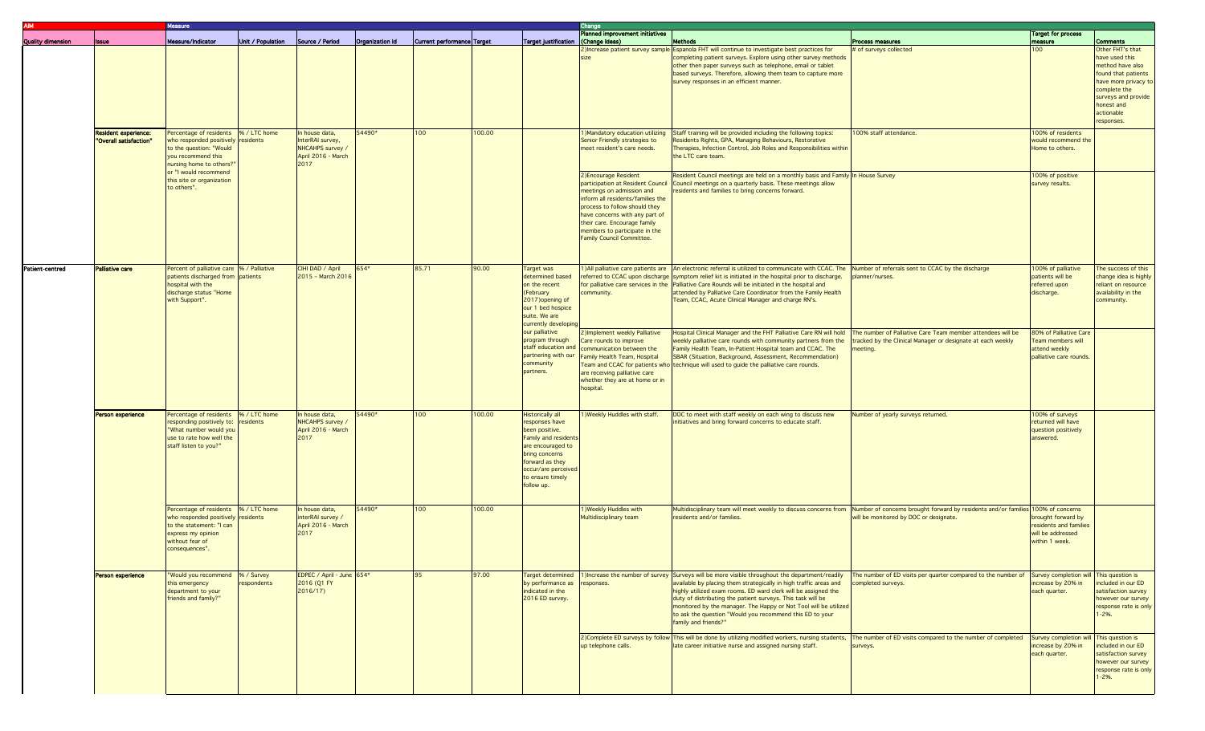| AIM | | Measure | | | | | | | Change | | | | |
|---|---|---|---|---|---|---|---|---|---|---|---|---|---|
| Quality dimension | Issue | Measure/Indicator | Unit / Population | Source / Period | Organization Id | Current performance | Target | Target justification | Planned improvement initiatives (Change Ideas) | Methods | Process measures | Target for process measure | Comments |
| | | | | | | | | | 2)Increase patient survey sample size | Espanola FHT will continue to investigate best practices for completing patient surveys. Explore using other survey methods other then paper surveys such as telephone, email or tablet based surveys. Therefore, allowing them team to capture more survey responses in an efficient manner. | # of surveys collected | 100 | Other FHT's that have used this method have also found that patients have more privacy to complete the surveys and provide honest and actionable responses. |
| | Resident experience: "Overall satisfaction" | Percentage of residents who responded positively to the question: "Would you recommend this nursing home to others?" or "I would recommend this site or organization to others". | % / LTC home residents | In house data, InterRAI survey, NHCAHPS survey / April 2016 - March 2017 | 54490* | 100 | 100.00 | | 1)Mandatory education utilizing Senior Friendly strategies to meet resident's care needs. | Staff training will be provided including the following topics: Residents Rights, GPA, Managing Behaviours, Restorative Therapies, Infection Control, Job Roles and Responsibilities within the LTC care team. | 100% staff attendance. | 100% of residents would recommend the Home to others. | |
| | | | | | | | | | 2)Encourage Resident participation at Resident Council meetings on admission and inform all residents/families the process to follow should they have concerns with any part of their care. Encourage family members to participate in the Family Council Committee. | Resident Council meetings are held on a monthly basis and Family Council meetings on a quarterly basis. These meetings allow residents and families to bring concerns forward. | In House Survey | 100% of positive survey results. | |
| Patient-centred | Palliative care | Percent of palliative care patients discharged from hospital with the discharge status "Home with Support". | % / Palliative patients | CIHI DAD / April 2015 – March 2016 | 654* | 85.71 | 90.00 | Target was determined based on the recent (February 2017)opening of our 1 bed hospice suite. We are currently developing our palliative program through staff education and partnering with our community partners. | 1)All palliative care patients are referred to CCAC upon discharge for palliative care services in the community. | An electronic referral is utilized to communicate with CCAC. The symptom relief kit is initiated in the hospital prior to discharge. Palliative Care Rounds will be initiated in the hospital and attended by Palliative Care Coordinator from the Family Health Team, CCAC, Acute Clinical Manager and charge RN's. | Number of referrals sent to CCAC by the discharge planner/nurses. | 100% of palliative patients will be referred upon discharge. | The success of this change idea is highly reliant on resource availability in the community. |
| | | | | | | | | | 2)Implement weekly Palliative Care rounds to improve communication between the Family Health Team, Hospital Team and CCAC for patients who are receiving palliative care whether they are at home or in hospital. | Hospital Clinical Manager and the FHT Palliative Care RN will hold weekly palliative care rounds with community partners from the Family Health Team, In-Patient Hospital team and CCAC. The SBAR (Situation, Background, Assessment, Recommendation) technique will used to guide the palliative care rounds. | The number of Palliative Care Team member attendees will be tracked by the Clinical Manager or designate at each weekly meeting. | 80% of Palliative Care Team members will attend weekly palliative care rounds. | |
| | Person experience | Percentage of residents responding positively to: "What number would you use to rate how well the staff listen to you?" | % / LTC home residents | In house data, NHCAHPS survey / April 2016 - March 2017 | 54490* | 100 | 100.00 | Historically all responses have been positive. Family and residents are encouraged to bring concerns forward as they occur/are perceived to ensure timely follow up. | 1)Weekly Huddles with staff. | DOC to meet with staff weekly on each wing to discuss new initiatives and bring forward concerns to educate staff. | Number of yearly surveys returned. | 100% of surveys returned will have question positively answered. | |
| | | Percentage of residents who responded positively to the statement: "I can express my opinion without fear of consequences". | % / LTC home residents | In house data, interRAI survey / April 2016 - March 2017 | 54490* | 100 | 100.00 | | 1)Weekly Huddles with Multidisciplinary team | Multidisciplinary team will meet weekly to discuss concerns from residents and/or families. | Number of concerns brought forward by residents and/or families will be monitored by DOC or designate. | 100% of concerns brought forward by residents and families will be addressed within 1 week. | |
| | Person experience | "Would you recommend this emergency department to your friends and family?" | % / Survey respondents | EDPEC / April - June 2016 (Q1 FY 2016/17) | 654* | 95 | 97.00 | Target determined by performance as indicated in the 2016 ED survey. | 1)Increase the number of survey responses. | Surveys will be more visible throughout the department/readily available by placing them strategically in high traffic areas and highly utilized exam rooms. ED ward clerk will be assigned the duty of distributing the patient surveys. This task will be monitored by the manager. The Happy or Not Tool will be utilized to ask the question "Would you recommend this ED to your family and friends?" | The number of ED visits per quarter compared to the number of completed surveys. | Survey completion will increase by 20% in each quarter. | This question is included in our ED satisfaction survey however our survey response rate is only 1-2%. |
| | | | | | | | | | 2)Complete ED surveys by follow up telephone calls. | This will be done by utilizing modified workers, nursing students, late career initiative nurse and assigned nursing staff. | The number of ED visits compared to the number of completed surveys. | Survey completion will increase by 20% in each quarter. | This question is included in our ED satisfaction survey however our survey response rate is only 1-2%. |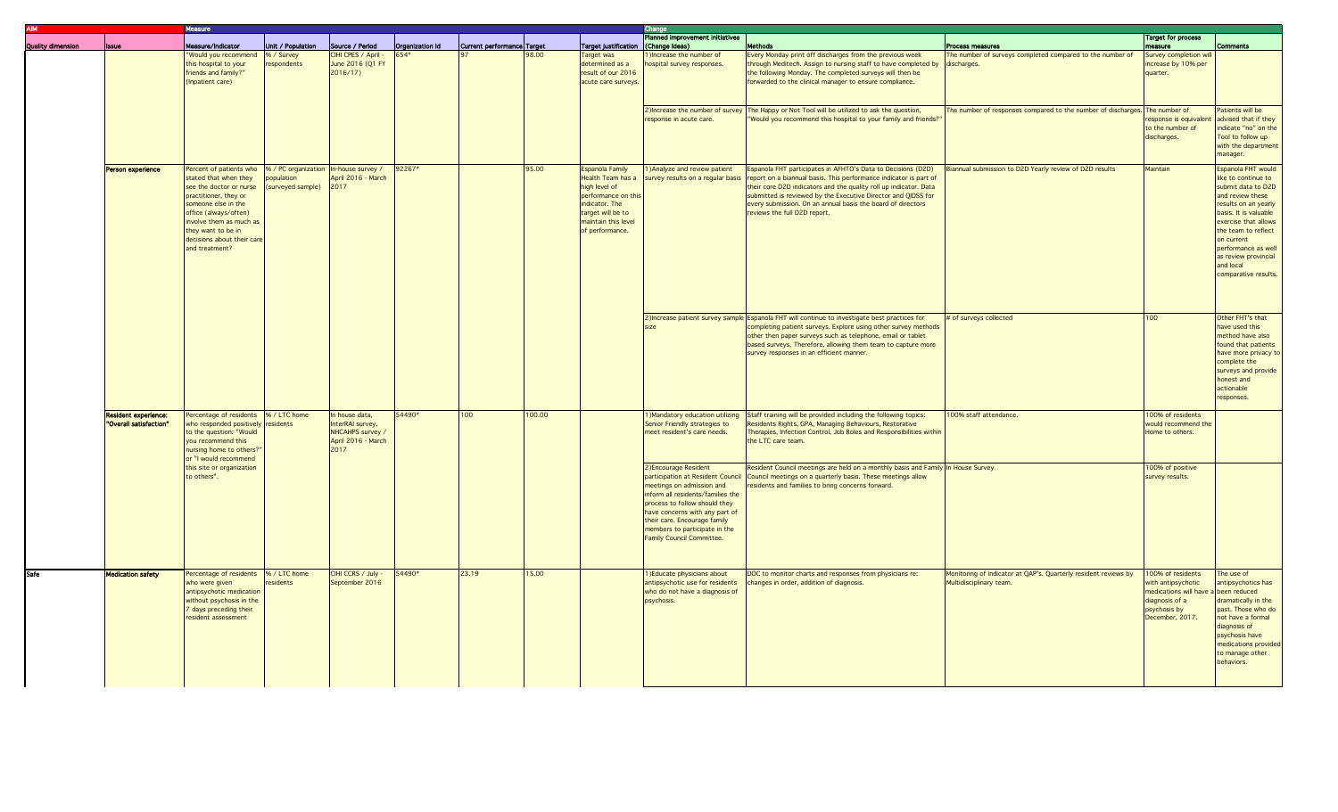| AIM | | Measure | | | | | | | Change | | | | |
|---|---|---|---|---|---|---|---|---|---|---|---|---|---|
| Quality dimension | Issue | Measure/Indicator | Unit / Population | Source / Period | Organization Id | Current performance | Target | Target justification | Planned improvement initiatives (Change Ideas) | Methods | Process measures | Target for process measure | Comments |
| | | "Would you recommend this hospital to your friends and family?" (Inpatient care) | % / Survey respondents | CIHI CPES / April - June 2016 (Q1 FY 2016/17) | 654* | 97 | 98.00 | Target was determined as a result of our 2016 acute care surveys. | 1)Increase the number of hospital survey responses. | Every Monday print off discharges from the previous week through Meditech. Assign to nursing staff to have completed by the following Monday. The completed surveys will then be forwarded to the clinical manager to ensure compliance. | The number of surveys completed compared to the number of discharges. | Survey completion will increase by 10% per quarter. | |
| | | | | | | | | | 2)Increase the number of survey response in acute care. | The Happy or Not Tool will be utilized to ask the question, "Would you recommend this hospital to your family and friends?" | The number of responses compared to the number of discharges. | The number of response is equivalent to the number of discharges. | Patients will be advised that if they indicate "no" on the Tool to follow up with the department manager. |
| | Person experience | Percent of patients who stated that when they see the doctor or nurse practitioner, they or someone else in the office (always/often) involve them as much as they want to be in decisions about their care and treatment? | % / PC organization population (surveyed sample) | In-house survey / April 2016 - March 2017 | 92267* | | 95.00 | Espanola Family Health Team has a high level of performance on this indicator. The target will be to maintain this level of performance. | 1)Analyze and review patient survey results on a regular basis | Espanola FHT participates in AFHTO's Data to Decisions (D2D) report on a biannual basis. This performance indicator is part of their core D2D indicators and the quality roll up indicator. Data submitted is reviewed by the Executive Director and QIDSS for every submission. On an annual basis the board of directors reviews the full D2D report. | Biannual submission to D2D Yearly review of D2D results | Maintain | Espanola FHT would like to continue to submit data to D2D and review these results on an yearly basis. It is valuable exercise that allows the team to reflect on current performance as well as review provincial and local comparative results. |
| | | | | | | | | | 2)Increase patient survey sample size | Espanola FHT will continue to investigate best practices for completing patient surveys. Explore using other survey methods other then paper surveys such as telephone, email or tablet based surveys. Therefore, allowing them team to capture more survey responses in an efficient manner. | # of surveys collected | 100 | Other FHT's that have used this method have also found that patients have more privacy to complete the surveys and provide honest and actionable responses. |
| | Resident experience: "Overall satisfaction" | Percentage of residents who responded positively to the question: "Would you recommend this nursing home to others?" or "I would recommend this site or organization to others". | % / LTC home residents | In house data, InterRAI survey, NHCAHPS survey / April 2016 - March 2017 | 54490* | 100 | 100.00 | | 1)Mandatory education utilizing Senior Friendly strategies to meet resident's care needs. | Staff training will be provided including the following topics: Residents Rights, GPA, Managing Behaviours, Restorative Therapies, Infection Control, Job Roles and Responsibilities within the LTC care team. | 100% staff attendance. | 100% of residents would recommend the Home to others. | |
| | | | | | | | | | 2)Encourage Resident participation at Resident Council meetings on admission and inform all residents/families the process to follow should they have concerns with any part of their care. Encourage family members to participate in the Family Council Committee. | Resident Council meetings are held on a monthly basis and Family Council meetings on a quarterly basis. These meetings allow residents and families to bring concerns forward. | In House Survey | 100% of positive survey results. | |
| Safe | Medication safety | Percentage of residents who were given antipsychotic medication without psychosis in the 7 days preceding their resident assessment | % / LTC home residents | CIHI CCRS / July - September 2016 | 54490* | 23.19 | 15.00 | | 1)Educate physicians about antipsychotic use for residents who do not have a diagnosis of psychosis. | DOC to monitor charts and responses from physicians re: changes in order, addition of diagnosis. | Monitoring of indicator at QAP's. Quarterly resident reviews by Multidisciplinary team. | 100% of residents with antipsychotic medications will have a diagnosis of a psychosis by December, 2017. | The use of antipsychotics has been reduced dramatically in the past. Those who do not have a formal diagnosis of psychosis have medications provided to manage other behaviors. |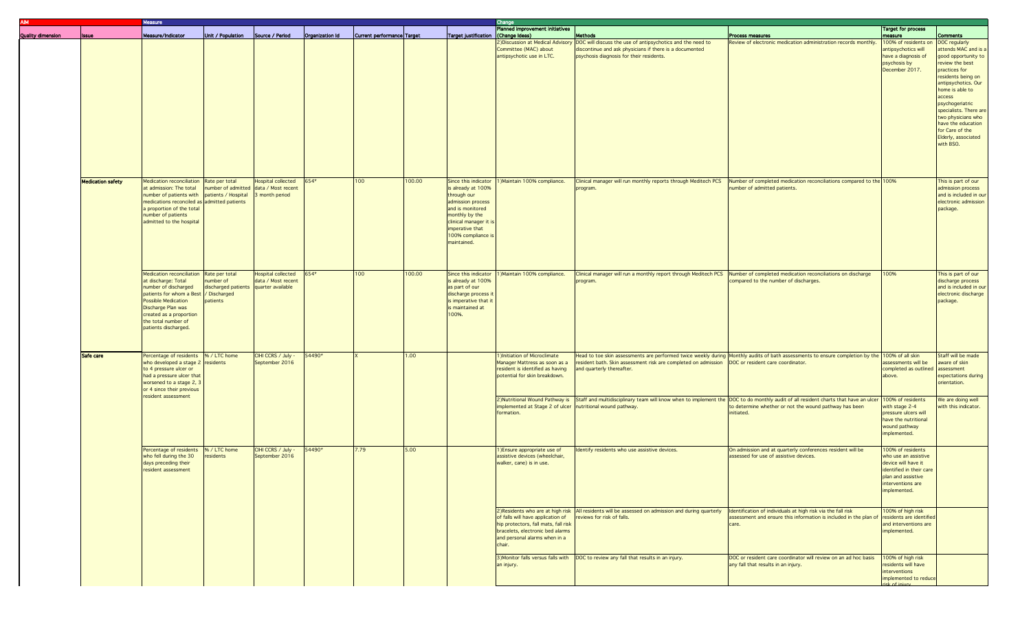| AIM | | Measure | | | | | | | Change | | | | |
|---|---|---|---|---|---|---|---|---|---|---|---|---|---|
| Quality dimension | Issue | Measure/Indicator | Unit / Population | Source / Period | Organization Id | Current performance | Target | Target justification | Planned improvement initiatives (Change Ideas) | Methods | Process measures | Target for process measure | Comments |
| | | | | | | | | | 2)Discussion at Medical Advisory Committee (MAC) about antipsychotic use in LTC. | DOC will discuss the use of antipsychotics and the need to discontinue and ask physicians if there is a documented psychosis diagnosis for their residents. | Review of electronic medication administration records monthly. | 100% of residents on antipsychotics will have a diagnosis of psychosis by December 2017. | DOC regularly attends MAC and is a good opportunity to review the best practices for residents being on antipsychotics. Our home is able to access psychogeriatric specialists. There are two physicians who have the education for Care of the Elderly, associated with BSO. |
| | Medication safety | Medication reconciliation at admission: The total number of patients with medications reconciled as a proportion of the total number of patients admitted to the hospital | Rate per total number of admitted patients / Hospital admitted patients | Hospital collected data / Most recent 3 month period | 654* | 100 | 100.00 | Since this indicator is already at 100% through our admission process and is monitored monthly by the clinical manager it is imperative that 100% compliance is maintained. | 1)Maintain 100% compliance. | Clinical manager will run monthly reports through Meditech PCS program. | Number of completed medication reconciliations compared to the number of admitted patients. | 100% | This is part of our admission process and is included in our electronic admission package. |
| | | Medication reconciliation at discharge: Total number of discharged patients for whom a Best Possible Medication Discharge Plan was created as a proportion the total number of patients discharged. | Rate per total number of discharged patients / Discharged patients | Hospital collected data / Most recent quarter available | 654* | 100 | 100.00 | Since this indicator is already at 100% as part of our discharge process it is imperative that it is maintained at 100%. | 1)Maintain 100% compliance. | Clinical manager will run a monthly report through Meditech PCS program. | Number of completed medication reconciliations on discharge compared to the number of discharges. | 100% | This is part of our discharge process and is included in our electronic discharge package. |
| | Safe care | Percentage of residents who developed a stage 2 to 4 pressure ulcer or had a pressure ulcer that worsened to a stage 2, 3 or 4 since their previous resident assessment | % / LTC home residents | CIHI CCRS / July - September 2016 | 54490* | X | 1.00 | | 1)Initiation of Microclimate Manager Mattress as soon as a resident is identified as having potential for skin breakdown. | Head to toe skin assessments are performed twice weekly during resident bath. Skin assessment risk are completed on admission and quarterly thereafter. | Monthly audits of bath assessments to ensure completion by the DOC or resident care coordinator. | 100% of all skin assessments will be completed as outlined above. | Staff will be made aware of skin assessment expectations during orientation. |
| | | | | | | | | | 2)Nutritional Wound Pathway is implemented at Stage 2 of ulcer formation. | Staff and multidisciplinary team will know when to implement the nutritional wound pathway. | DOC to do monthly audit of all resident charts that have an ulcer to determine whether or not the wound pathway has been initiated. | 100% of residents with stage 2-4 pressure ulcers will have the nutritional wound pathway implemented. | We are doing well with this indicator. |
| | | Percentage of residents who fell during the 30 days preceding their resident assessment | % / LTC home residents | CIHI CCRS / July - September 2016 | 54490* | 7.79 | 5.00 | | 1)Ensure appropriate use of assistive devices (wheelchair, walker, cane) is in use. | Identify residents who use assistive devices. | On admission and at quarterly conferences resident will be assessed for use of assistive devices. | 100% of residents who use an assistive device will have it identified in their care plan and assistive interventions are implemented. | |
| | | | | | | | | | 2)Residents who are at high risk of falls will have application of hip protectors, fall mats, fall risk bracelets, electronic bed alarms and personal alarms when in a chair. | All residents will be assessed on admission and during quarterly reviews for risk of falls. | Identification of individuals at high risk via the fall risk assessment and ensure this information is included in the plan of care. | 100% of high risk residents are identified and interventions are implemented. | |
| | | | | | | | | | 3)Monitor falls versus falls with an injury. | DOC to review any fall that results in an injury. | DOC or resident care coordinator will review on an ad hoc basis any fall that results in an injury. | 100% of high risk residents will have interventions implemented to reduce risk of injury. | |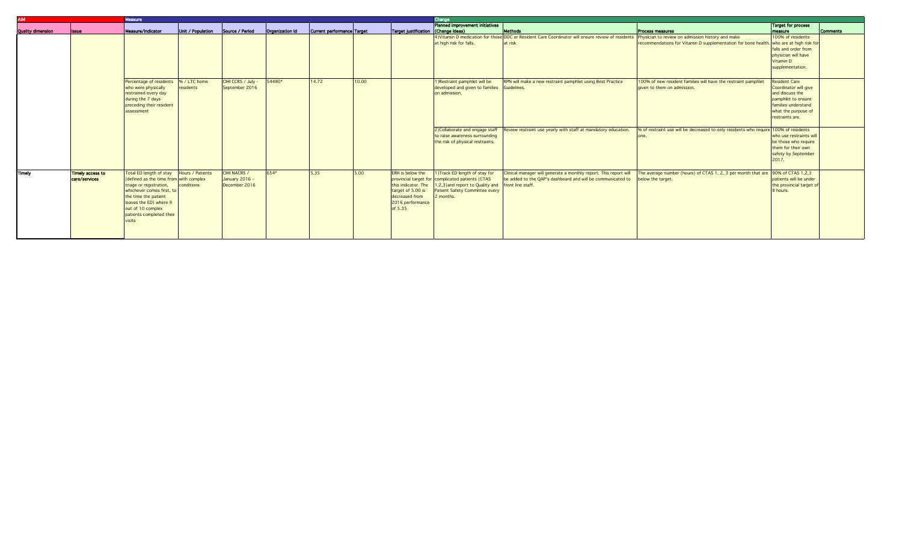| AIM | | Measure | | | | | | | Change | | | | |
|---|---|---|---|---|---|---|---|---|---|---|---|---|---|
| Quality dimension | Issue | Measure/Indicator | Unit / Population | Source / Period | Organization Id | Current performance | Target | Target justification | Planned improvement initiatives (Change Ideas) | Methods | Process measures | Target for process measure | Comments |
| | | | | | | | | | 4)Vitamin D medication for those at high risk for falls. | DOC or Resident Care Coordinator will ensure review of residents at risk | Physician to review on admission history and make recommendations for Vitamin D supplementation for bone health. | 100% of residents who are at high risk for falls and order from physician will have Vitamin D supplementation. | |
| | | Percentage of residents who were physically restrained every day during the 7 days preceding their resident assessment | % / LTC home residents | CIHI CCRS / July - September 2016 | 54490* | 14.72 | 10.00 | | 1)Restraint pamphlet will be developed and given to families on admission. | RPN will make a new restraint pamphlet using Best Practice Guidelines. | 100% of new resident families will have the restraint pamphlet given to them on admission. | Resident Care Coordinator will give and discuss the pamphlet to ensure families understand what the purpose of restraints are. | |
| | | | | | | | | | 2)Collaborate and engage staff to raise awareness surrounding the risk of physical restraints. | Review restraint use yearly with staff at mandatory education. | % of restraint use will be decreased to only residents who require one. | 100% of residents who use restraints will be those who require them for their own safety by September 2017. | |
| Timely | Timely access to care/services | Total ED length of stay (defined as the time from triage or registration, whichever comes first, to the time the patient leaves the ED) where 9 out of 10 complex patients completed their visits | Hours / Patients with complex conditions | CIHI NACRS / January 2016 – December 2016 | 654* | 5.35 | 5.00 | ERH is below the provincial target for this indicator. The target of 5.00 is decreased from 2016 performance of 5.35 | 1)Track ED length of stay for complicated patients (CTAS 1,2,3)and report to Quality and Patient Safety Committee every 2 months. | Clinical manager will generate a monthly report. This report will be added to the QAP's dashboard and will be communicated to front line staff. | The average number (hours) of CTAS 1, 2, 3 per month that are below the target. | 90% of CTAS 1,2,3 patients will be under the provincial target of 8 hours. | |